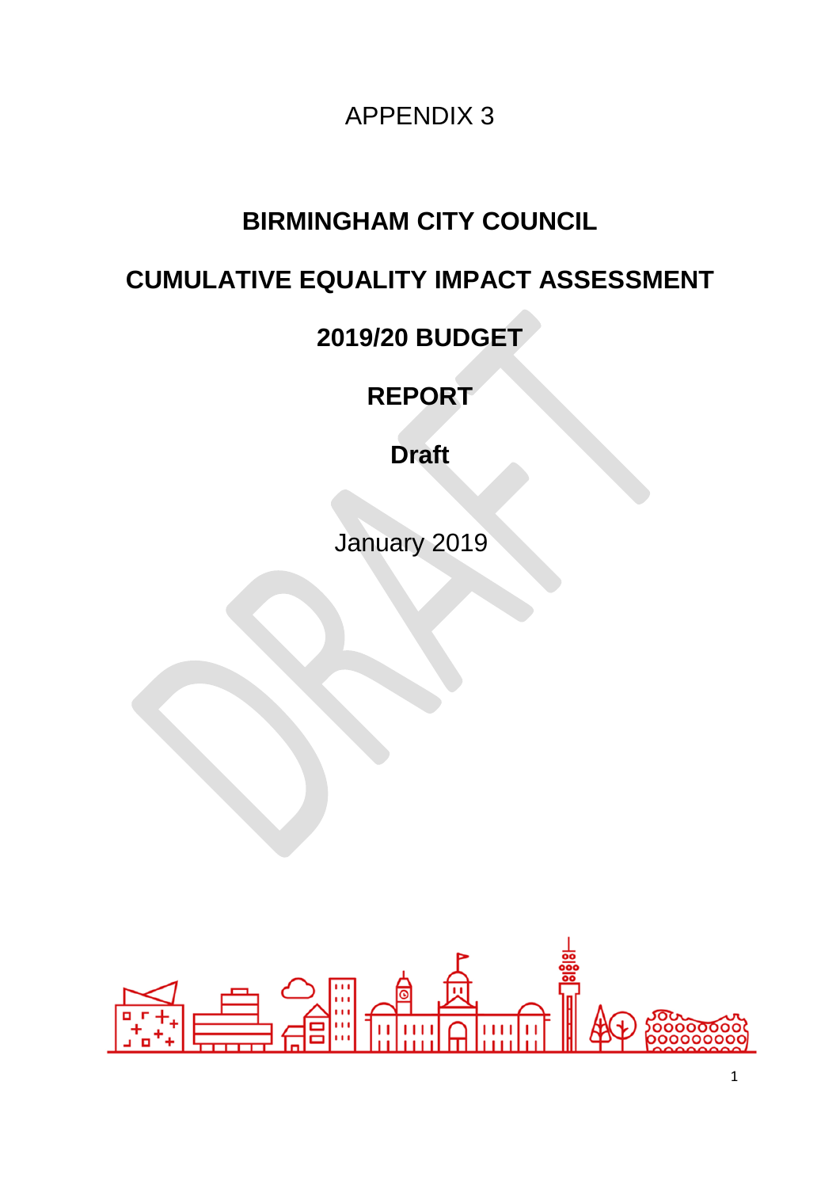APPENDIX 3

# BIRMINGHAM CITY COUNCIL

# CUMULATIVE EQUALITY IMPACT ASSESSMENT

# 2019/20 BUDGET

# REPORT

# Draft

January 2019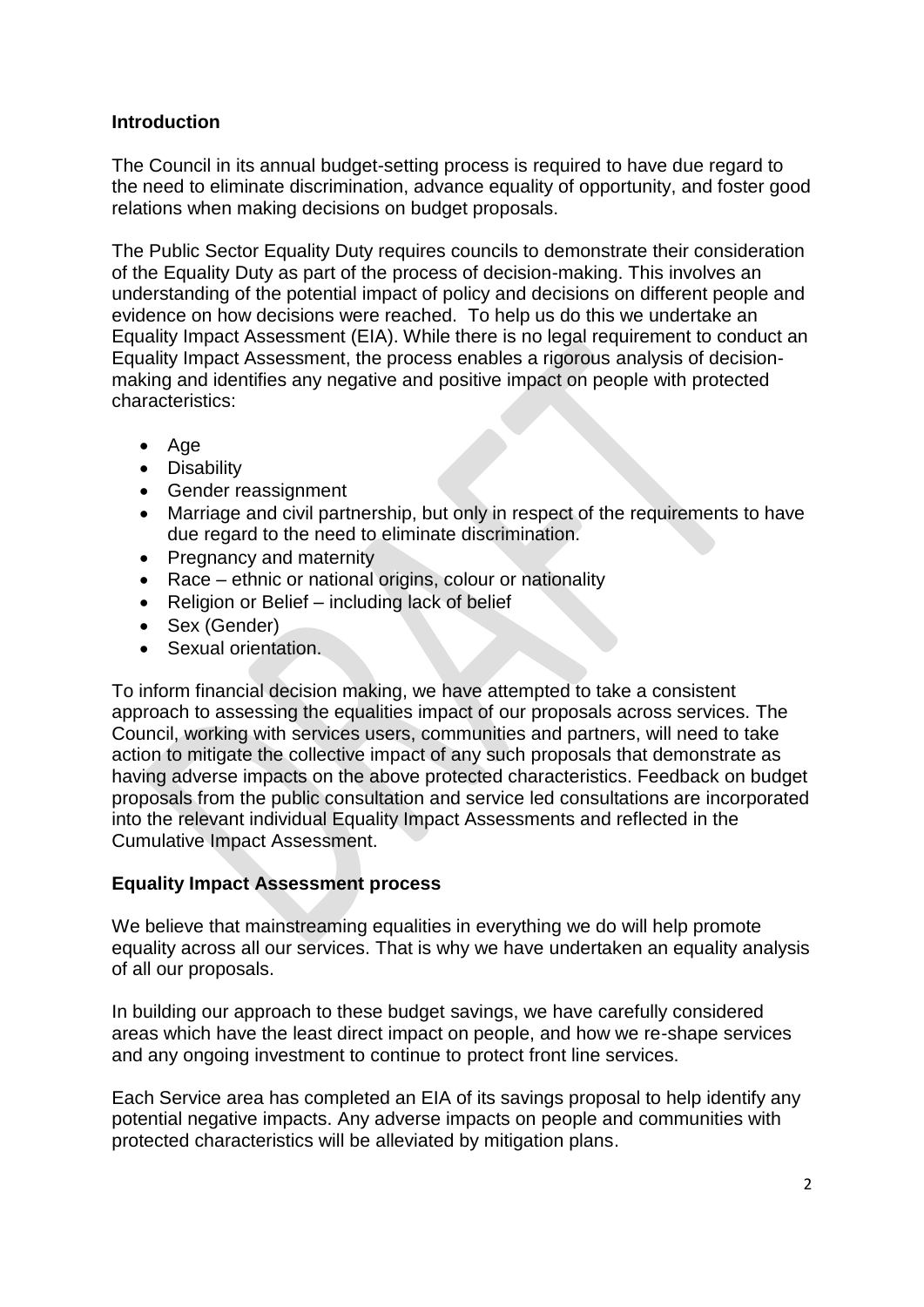## Introduction

The Council in its annual budget-setting process is required to have due regard to the need to eliminate discrimination, advance equality of opportunity, and foster good relations when making decisions on budget proposals.

The Public Sector Equality Duty requires councils to demonstrate their consideration of the Equality Duty as part of the process of decision-making. This involves an understanding of the potential impact of policy and decisions on different people and evidence on how decisions were reached. To help us do this we undertake an Equality Impact Assessment (EIA). While there is no legal requirement to conduct an Equality Impact Assessment, the process enables a rigorous analysis of decision-making and identifies any negative and positive impact on people with protected characteristics:

- Age
- Disability
- Gender reassignment
- Marriage and civil partnership, but only in respect of the requirements to have due regard to the need to eliminate discrimination.
- Pregnancy and maternity
- Race – ethnic or national origins, colour or nationality
- Religion or Belief – including lack of belief
- Sex (Gender)
- Sexual orientation.

To inform financial decision making, we have attempted to take a consistent approach to assessing the equalities impact of our proposals across services. The Council, working with services users, communities and partners, will need to take action to mitigate the collective impact of any such proposals that demonstrate as having adverse impacts on the above protected characteristics. Feedback on budget proposals from the public consultation and service led consultations are incorporated into the relevant individual Equality Impact Assessments and reflected in the Cumulative Impact Assessment.

## Equality Impact Assessment process

We believe that mainstreaming equalities in everything we do will help promote equality across all our services. That is why we have undertaken an equality analysis of all our proposals.

In building our approach to these budget savings, we have carefully considered areas which have the least direct impact on people, and how we re-shape services and any ongoing investment to continue to protect front line services.

Each Service area has completed an EIA of its savings proposal to help identify any potential negative impacts. Any adverse impacts on people and communities with protected characteristics will be alleviated by mitigation plans.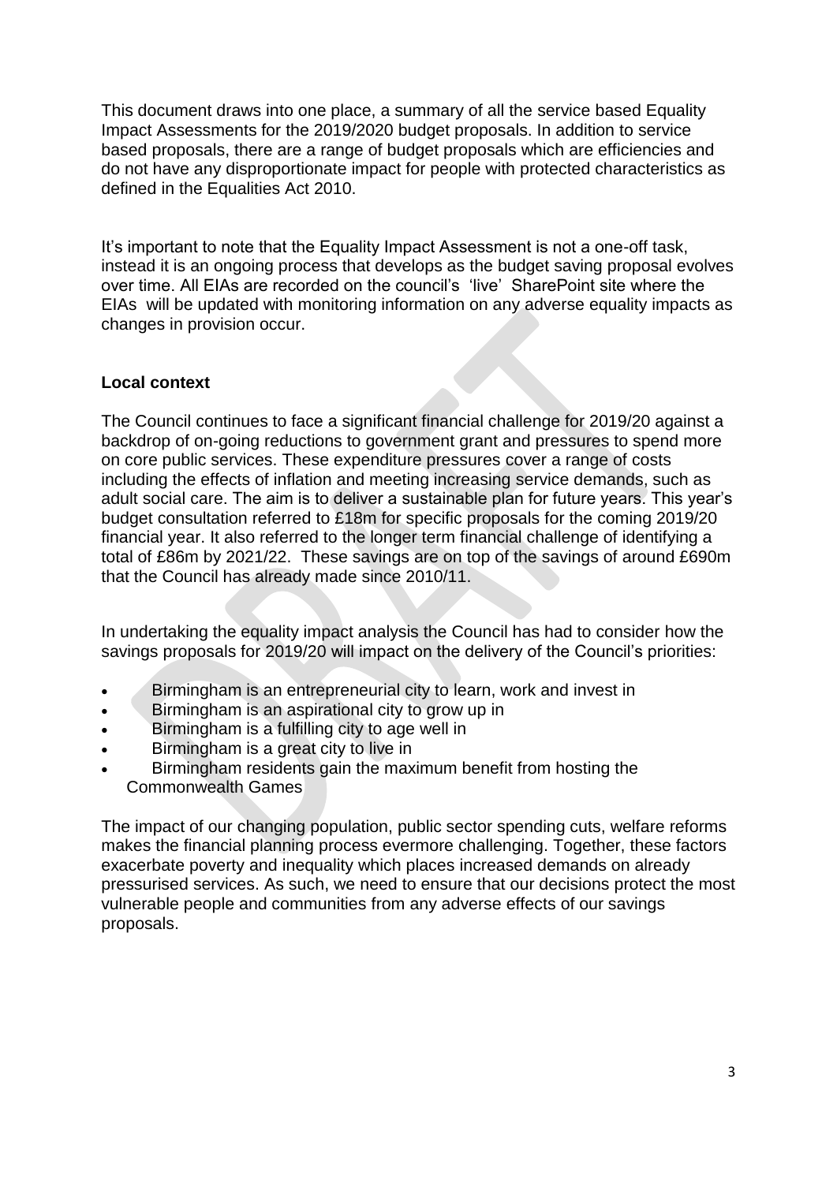This document draws into one place, a summary of all the service based Equality Impact Assessments for the 2019/2020 budget proposals. In addition to service based proposals, there are a range of budget proposals which are efficiencies and do not have any disproportionate impact for people with protected characteristics as defined in the Equalities Act 2010.

It's important to note that the Equality Impact Assessment is not a one-off task, instead it is an ongoing process that develops as the budget saving proposal evolves over time. All EIAs are recorded on the council's 'live' SharePoint site where the EIAs will be updated with monitoring information on any adverse equality impacts as changes in provision occur.

**Local context**

The Council continues to face a significant financial challenge for 2019/20 against a backdrop of on-going reductions to government grant and pressures to spend more on core public services. These expenditure pressures cover a range of costs including the effects of inflation and meeting increasing service demands, such as adult social care. The aim is to deliver a sustainable plan for future years. This year's budget consultation referred to £18m for specific proposals for the coming 2019/20 financial year. It also referred to the longer term financial challenge of identifying a total of £86m by 2021/22. These savings are on top of the savings of around £690m that the Council has already made since 2010/11.

In undertaking the equality impact analysis the Council has had to consider how the savings proposals for 2019/20 will impact on the delivery of the Council's priorities:

- Birmingham is an entrepreneurial city to learn, work and invest in
- Birmingham is an aspirational city to grow up in
- Birmingham is a fulfilling city to age well in
- Birmingham is a great city to live in
- Birmingham residents gain the maximum benefit from hosting the Commonwealth Games

The impact of our changing population, public sector spending cuts, welfare reforms makes the financial planning process evermore challenging. Together, these factors exacerbate poverty and inequality which places increased demands on already pressurised services. As such, we need to ensure that our decisions protect the most vulnerable people and communities from any adverse effects of our savings proposals.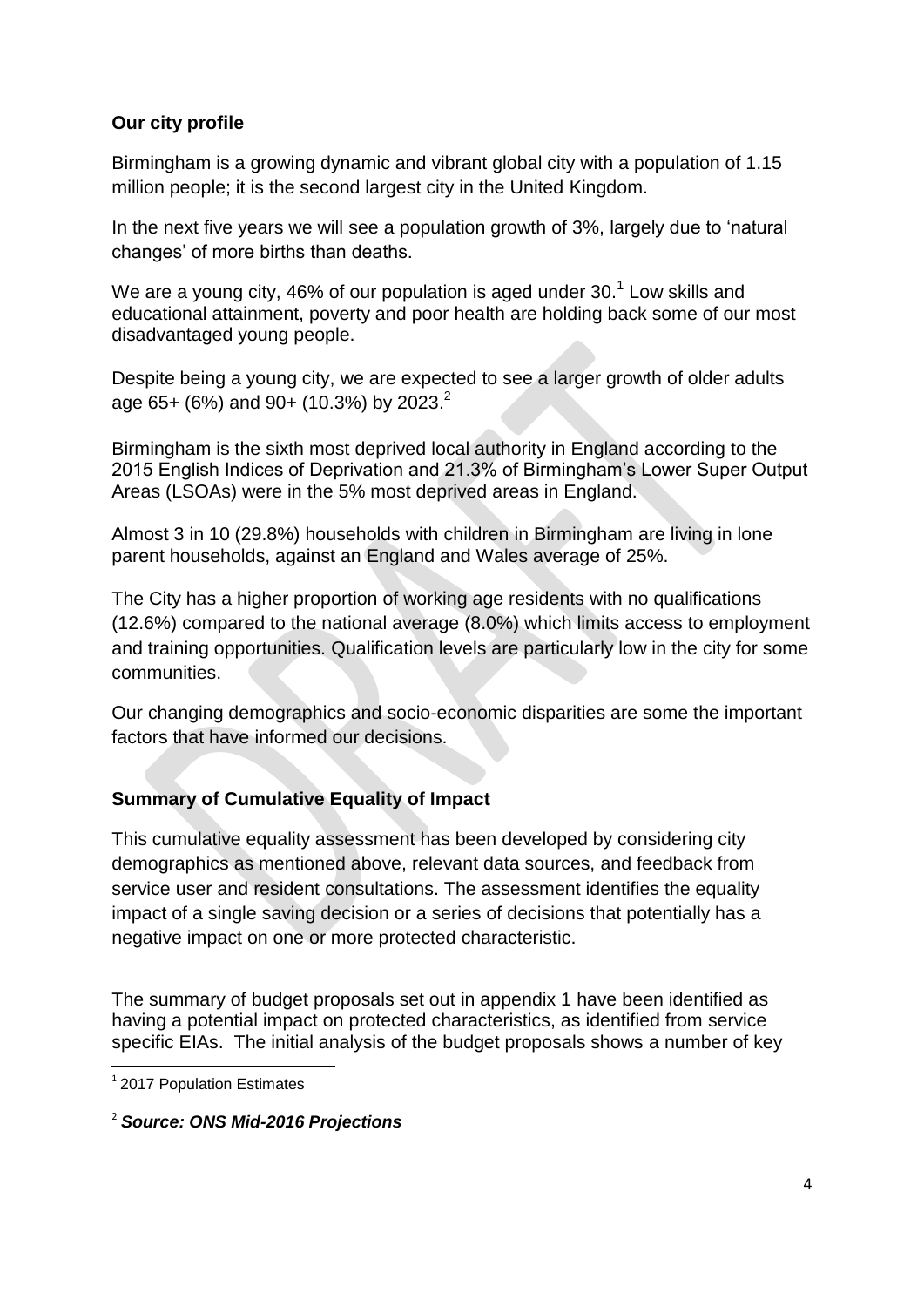**Our city profile**

Birmingham is a growing dynamic and vibrant global city with a population of 1.15 million people; it is the second largest city in the United Kingdom.

In the next five years we will see a population growth of 3%, largely due to 'natural changes' of more births than deaths.

We are a young city, 46% of our population is aged under 30.[1] Low skills and educational attainment, poverty and poor health are holding back some of our most disadvantaged young people.

Despite being a young city, we are expected to see a larger growth of older adults age 65+ (6%) and 90+ (10.3%) by 2023.[2]

Birmingham is the sixth most deprived local authority in England according to the 2015 English Indices of Deprivation and 21.3% of Birmingham's Lower Super Output Areas (LSOAs) were in the 5% most deprived areas in England.

Almost 3 in 10 (29.8%) households with children in Birmingham are living in lone parent households, against an England and Wales average of 25%.

The City has a higher proportion of working age residents with no qualifications (12.6%) compared to the national average (8.0%) which limits access to employment and training opportunities. Qualification levels are particularly low in the city for some communities.

Our changing demographics and socio-economic disparities are some the important factors that have informed our decisions.

**Summary of Cumulative Equality of Impact**

This cumulative equality assessment has been developed by considering city demographics as mentioned above, relevant data sources, and feedback from service user and resident consultations. The assessment identifies the equality impact of a single saving decision or a series of decisions that potentially has a negative impact on one or more protected characteristic.

The summary of budget proposals set out in appendix 1 have been identified as having a potential impact on protected characteristics, as identified from service specific EIAs. The initial analysis of the budget proposals shows a number of key

[1] 2017 Population Estimates

[2] ***Source: ONS Mid-2016 Projections***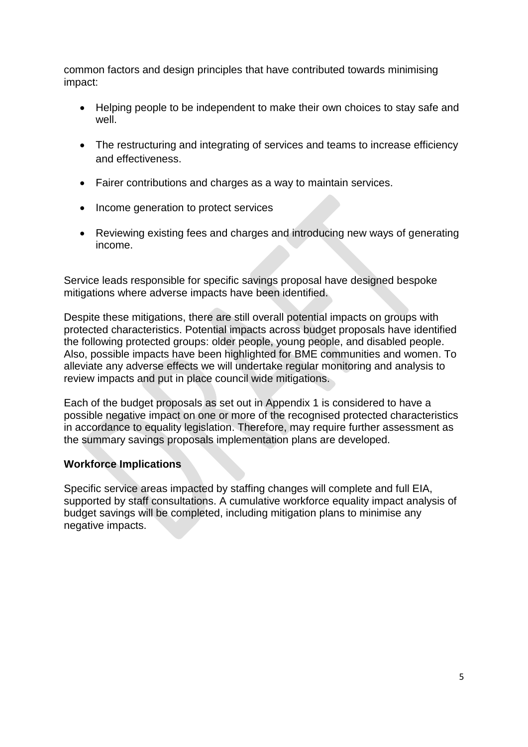common factors and design principles that have contributed towards minimising impact:

- Helping people to be independent to make their own choices to stay safe and well.
- The restructuring and integrating of services and teams to increase efficiency and effectiveness.
- Fairer contributions and charges as a way to maintain services.
- Income generation to protect services
- Reviewing existing fees and charges and introducing new ways of generating income.

Service leads responsible for specific savings proposal have designed bespoke mitigations where adverse impacts have been identified.

Despite these mitigations, there are still overall potential impacts on groups with protected characteristics. Potential impacts across budget proposals have identified the following protected groups: older people, young people, and disabled people. Also, possible impacts have been highlighted for BME communities and women. To alleviate any adverse effects we will undertake regular monitoring and analysis to review impacts and put in place council wide mitigations.

Each of the budget proposals as set out in Appendix 1 is considered to have a possible negative impact on one or more of the recognised protected characteristics in accordance to equality legislation. Therefore, may require further assessment as the summary savings proposals implementation plans are developed.

**Workforce Implications**

Specific service areas impacted by staffing changes will complete and full EIA, supported by staff consultations. A cumulative workforce equality impact analysis of budget savings will be completed, including mitigation plans to minimise any negative impacts.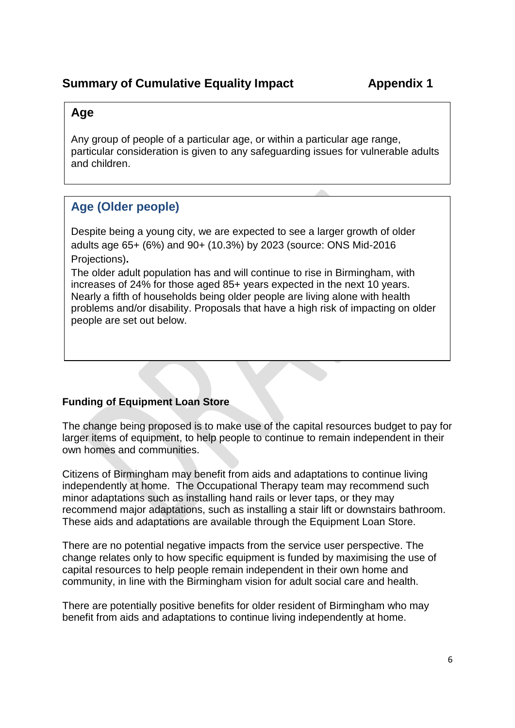## Summary of Cumulative Equality Impact **Appendix 1**

### Age

Any group of people of a particular age, or within a particular age range, particular consideration is given to any safeguarding issues for vulnerable adults and children.

### Age (Older people)

Despite being a young city, we are expected to see a larger growth of older adults age 65+ (6%) and 90+ (10.3%) by 2023 (source: ONS Mid-2016 Projections)**.**

The older adult population has and will continue to rise in Birmingham, with increases of 24% for those aged 85+ years expected in the next 10 years. Nearly a fifth of households being older people are living alone with health problems and/or disability. Proposals that have a high risk of impacting on older people are set out below.

**Funding of Equipment Loan Store**

The change being proposed is to make use of the capital resources budget to pay for larger items of equipment, to help people to continue to remain independent in their own homes and communities.

Citizens of Birmingham may benefit from aids and adaptations to continue living independently at home. The Occupational Therapy team may recommend such minor adaptations such as installing hand rails or lever taps, or they may recommend major adaptations, such as installing a stair lift or downstairs bathroom. These aids and adaptations are available through the Equipment Loan Store.

There are no potential negative impacts from the service user perspective. The change relates only to how specific equipment is funded by maximising the use of capital resources to help people remain independent in their own home and community, in line with the Birmingham vision for adult social care and health.

There are potentially positive benefits for older resident of Birmingham who may benefit from aids and adaptations to continue living independently at home.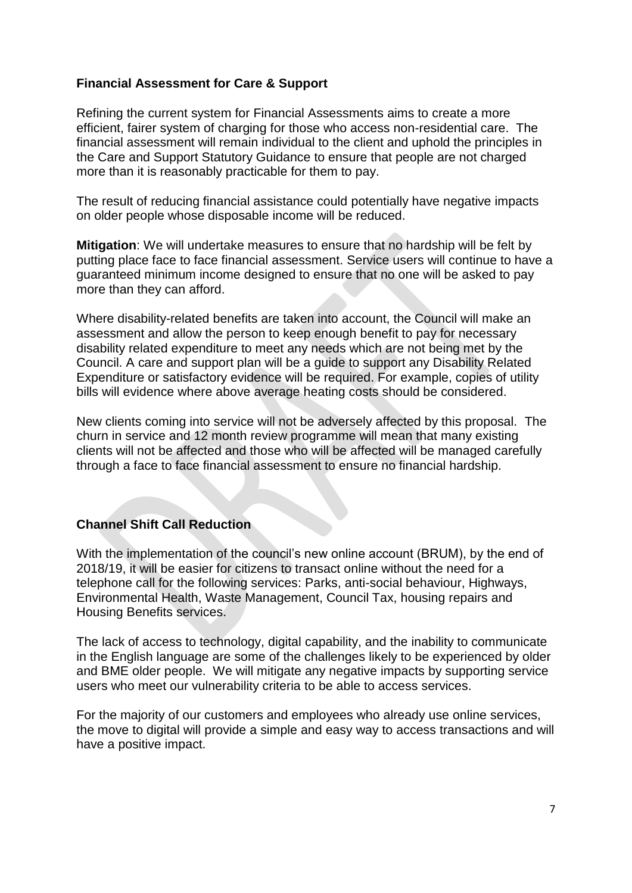**Financial Assessment for Care & Support**

Refining the current system for Financial Assessments aims to create a more efficient, fairer system of charging for those who access non-residential care. The financial assessment will remain individual to the client and uphold the principles in the Care and Support Statutory Guidance to ensure that people are not charged more than it is reasonably practicable for them to pay.

The result of reducing financial assistance could potentially have negative impacts on older people whose disposable income will be reduced.

**Mitigation**: We will undertake measures to ensure that no hardship will be felt by putting place face to face financial assessment. Service users will continue to have a guaranteed minimum income designed to ensure that no one will be asked to pay more than they can afford.

Where disability-related benefits are taken into account, the Council will make an assessment and allow the person to keep enough benefit to pay for necessary disability related expenditure to meet any needs which are not being met by the Council. A care and support plan will be a guide to support any Disability Related Expenditure or satisfactory evidence will be required. For example, copies of utility bills will evidence where above average heating costs should be considered.

New clients coming into service will not be adversely affected by this proposal. The churn in service and 12 month review programme will mean that many existing clients will not be affected and those who will be affected will be managed carefully through a face to face financial assessment to ensure no financial hardship.

**Channel Shift Call Reduction**

With the implementation of the council's new online account (BRUM), by the end of 2018/19, it will be easier for citizens to transact online without the need for a telephone call for the following services: Parks, anti-social behaviour, Highways, Environmental Health, Waste Management, Council Tax, housing repairs and Housing Benefits services.

The lack of access to technology, digital capability, and the inability to communicate in the English language are some of the challenges likely to be experienced by older and BME older people. We will mitigate any negative impacts by supporting service users who meet our vulnerability criteria to be able to access services.

For the majority of our customers and employees who already use online services, the move to digital will provide a simple and easy way to access transactions and will have a positive impact.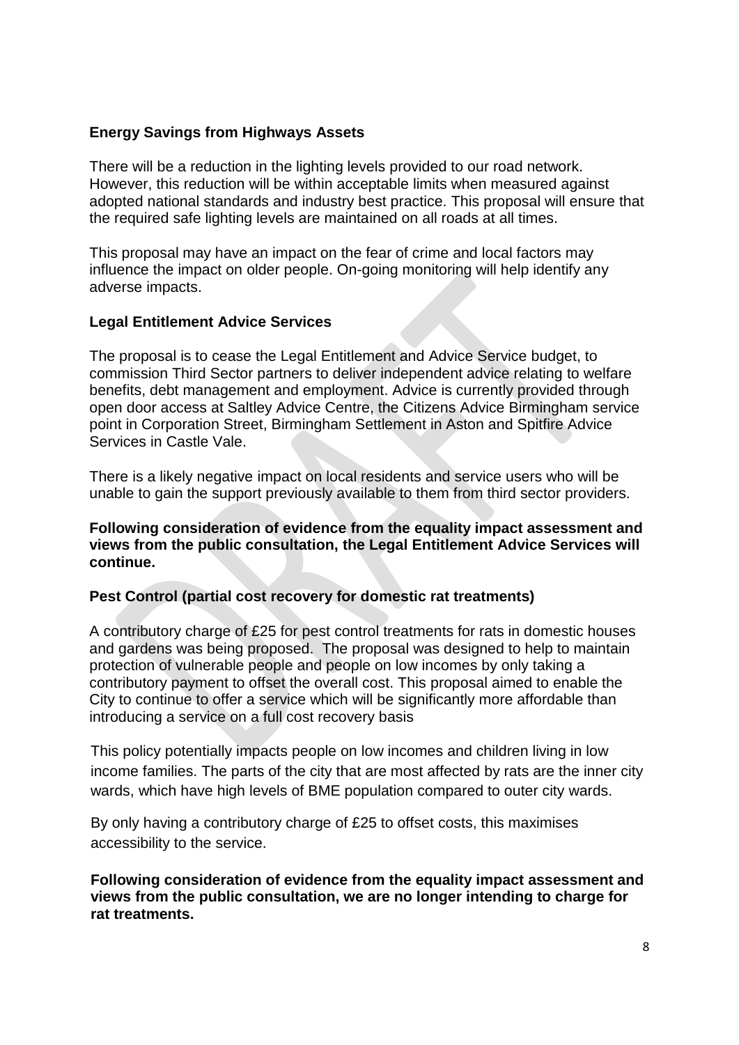**Energy Savings from Highways Assets**

There will be a reduction in the lighting levels provided to our road network. However, this reduction will be within acceptable limits when measured against adopted national standards and industry best practice. This proposal will ensure that the required safe lighting levels are maintained on all roads at all times.

This proposal may have an impact on the fear of crime and local factors may influence the impact on older people. On-going monitoring will help identify any adverse impacts.

**Legal Entitlement Advice Services**

The proposal is to cease the Legal Entitlement and Advice Service budget, to commission Third Sector partners to deliver independent advice relating to welfare benefits, debt management and employment. Advice is currently provided through open door access at Saltley Advice Centre, the Citizens Advice Birmingham service point in Corporation Street, Birmingham Settlement in Aston and Spitfire Advice Services in Castle Vale.

There is a likely negative impact on local residents and service users who will be unable to gain the support previously available to them from third sector providers.

**Following consideration of evidence from the equality impact assessment and views from the public consultation, the Legal Entitlement Advice Services will continue.**

**Pest Control (partial cost recovery for domestic rat treatments)**

A contributory charge of £25 for pest control treatments for rats in domestic houses and gardens was being proposed. The proposal was designed to help to maintain protection of vulnerable people and people on low incomes by only taking a contributory payment to offset the overall cost. This proposal aimed to enable the City to continue to offer a service which will be significantly more affordable than introducing a service on a full cost recovery basis

This policy potentially impacts people on low incomes and children living in low income families. The parts of the city that are most affected by rats are the inner city wards, which have high levels of BME population compared to outer city wards.

By only having a contributory charge of £25 to offset costs, this maximises accessibility to the service.

**Following consideration of evidence from the equality impact assessment and views from the public consultation, we are no longer intending to charge for rat treatments.**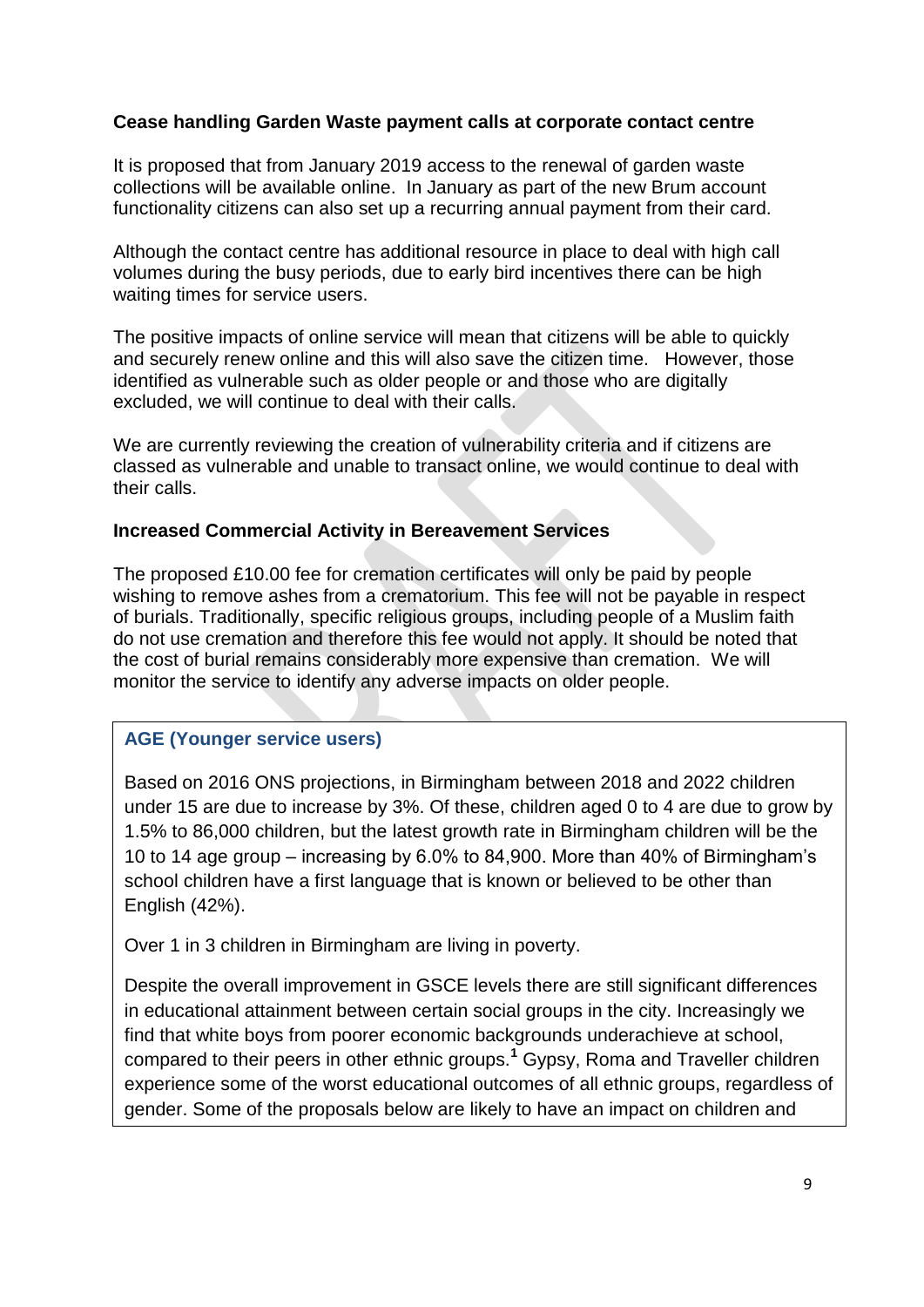**Cease handling Garden Waste payment calls at corporate contact centre**

It is proposed that from January 2019 access to the renewal of garden waste collections will be available online. In January as part of the new Brum account functionality citizens can also set up a recurring annual payment from their card.

Although the contact centre has additional resource in place to deal with high call volumes during the busy periods, due to early bird incentives there can be high waiting times for service users.

The positive impacts of online service will mean that citizens will be able to quickly and securely renew online and this will also save the citizen time. However, those identified as vulnerable such as older people or and those who are digitally excluded, we will continue to deal with their calls.

We are currently reviewing the creation of vulnerability criteria and if citizens are classed as vulnerable and unable to transact online, we would continue to deal with their calls.

**Increased Commercial Activity in Bereavement Services**

The proposed £10.00 fee for cremation certificates will only be paid by people wishing to remove ashes from a crematorium. This fee will not be payable in respect of burials. Traditionally, specific religious groups, including people of a Muslim faith do not use cremation and therefore this fee would not apply. It should be noted that the cost of burial remains considerably more expensive than cremation. We will monitor the service to identify any adverse impacts on older people.

**AGE (Younger service users)**

Based on 2016 ONS projections, in Birmingham between 2018 and 2022 children under 15 are due to increase by 3%. Of these, children aged 0 to 4 are due to grow by 1.5% to 86,000 children, but the latest growth rate in Birmingham children will be the 10 to 14 age group – increasing by 6.0% to 84,900. More than 40% of Birmingham's school children have a first language that is known or believed to be other than English (42%).

Over 1 in 3 children in Birmingham are living in poverty.

Despite the overall improvement in GSCE levels there are still significant differences in educational attainment between certain social groups in the city. Increasingly we find that white boys from poorer economic backgrounds underachieve at school, compared to their peers in other ethnic groups.[1] Gypsy, Roma and Traveller children experience some of the worst educational outcomes of all ethnic groups, regardless of gender. Some of the proposals below are likely to have an impact on children and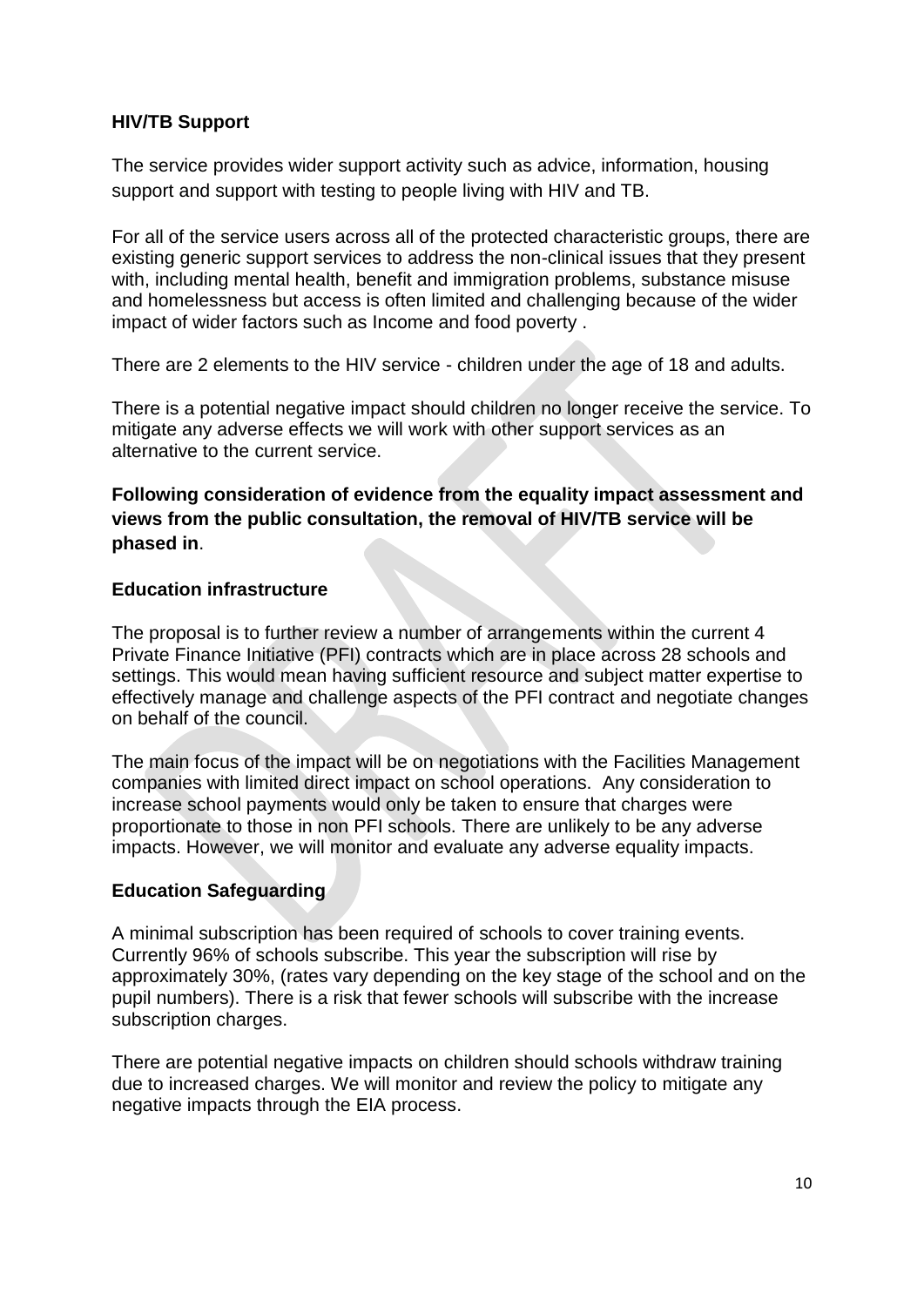## HIV/TB Support

The service provides wider support activity such as advice, information, housing support and support with testing to people living with HIV and TB.

For all of the service users across all of the protected characteristic groups, there are existing generic support services to address the non-clinical issues that they present with, including mental health, benefit and immigration problems, substance misuse and homelessness but access is often limited and challenging because of the wider impact of wider factors such as Income and food poverty .

There are 2 elements to the HIV service - children under the age of 18 and adults.

There is a potential negative impact should children no longer receive the service. To mitigate any adverse effects we will work with other support services as an alternative to the current service.

**Following consideration of evidence from the equality impact assessment and views from the public consultation, the removal of HIV/TB service will be phased in**.

## Education infrastructure

The proposal is to further review a number of arrangements within the current 4 Private Finance Initiative (PFI) contracts which are in place across 28 schools and settings. This would mean having sufficient resource and subject matter expertise to effectively manage and challenge aspects of the PFI contract and negotiate changes on behalf of the council.

The main focus of the impact will be on negotiations with the Facilities Management companies with limited direct impact on school operations. Any consideration to increase school payments would only be taken to ensure that charges were proportionate to those in non PFI schools. There are unlikely to be any adverse impacts. However, we will monitor and evaluate any adverse equality impacts.

## Education Safeguarding

A minimal subscription has been required of schools to cover training events. Currently 96% of schools subscribe. This year the subscription will rise by approximately 30%, (rates vary depending on the key stage of the school and on the pupil numbers). There is a risk that fewer schools will subscribe with the increase subscription charges.

There are potential negative impacts on children should schools withdraw training due to increased charges. We will monitor and review the policy to mitigate any negative impacts through the EIA process.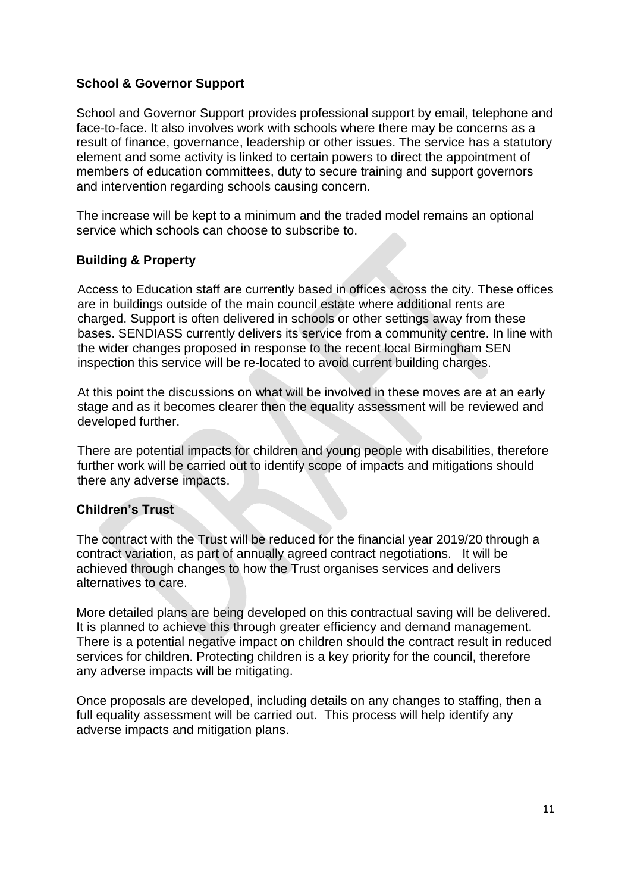### School & Governor Support

School and Governor Support provides professional support by email, telephone and face-to-face. It also involves work with schools where there may be concerns as a result of finance, governance, leadership or other issues. The service has a statutory element and some activity is linked to certain powers to direct the appointment of members of education committees, duty to secure training and support governors and intervention regarding schools causing concern.

The increase will be kept to a minimum and the traded model remains an optional service which schools can choose to subscribe to.

### Building & Property

Access to Education staff are currently based in offices across the city. These offices are in buildings outside of the main council estate where additional rents are charged. Support is often delivered in schools or other settings away from these bases. SENDIASS currently delivers its service from a community centre. In line with the wider changes proposed in response to the recent local Birmingham SEN inspection this service will be re-located to avoid current building charges.

At this point the discussions on what will be involved in these moves are at an early stage and as it becomes clearer then the equality assessment will be reviewed and developed further.

There are potential impacts for children and young people with disabilities, therefore further work will be carried out to identify scope of impacts and mitigations should there any adverse impacts.

### Children's Trust

The contract with the Trust will be reduced for the financial year 2019/20 through a contract variation, as part of annually agreed contract negotiations. It will be achieved through changes to how the Trust organises services and delivers alternatives to care.

More detailed plans are being developed on this contractual saving will be delivered. It is planned to achieve this through greater efficiency and demand management. There is a potential negative impact on children should the contract result in reduced services for children. Protecting children is a key priority for the council, therefore any adverse impacts will be mitigating.

Once proposals are developed, including details on any changes to staffing, then a full equality assessment will be carried out. This process will help identify any adverse impacts and mitigation plans.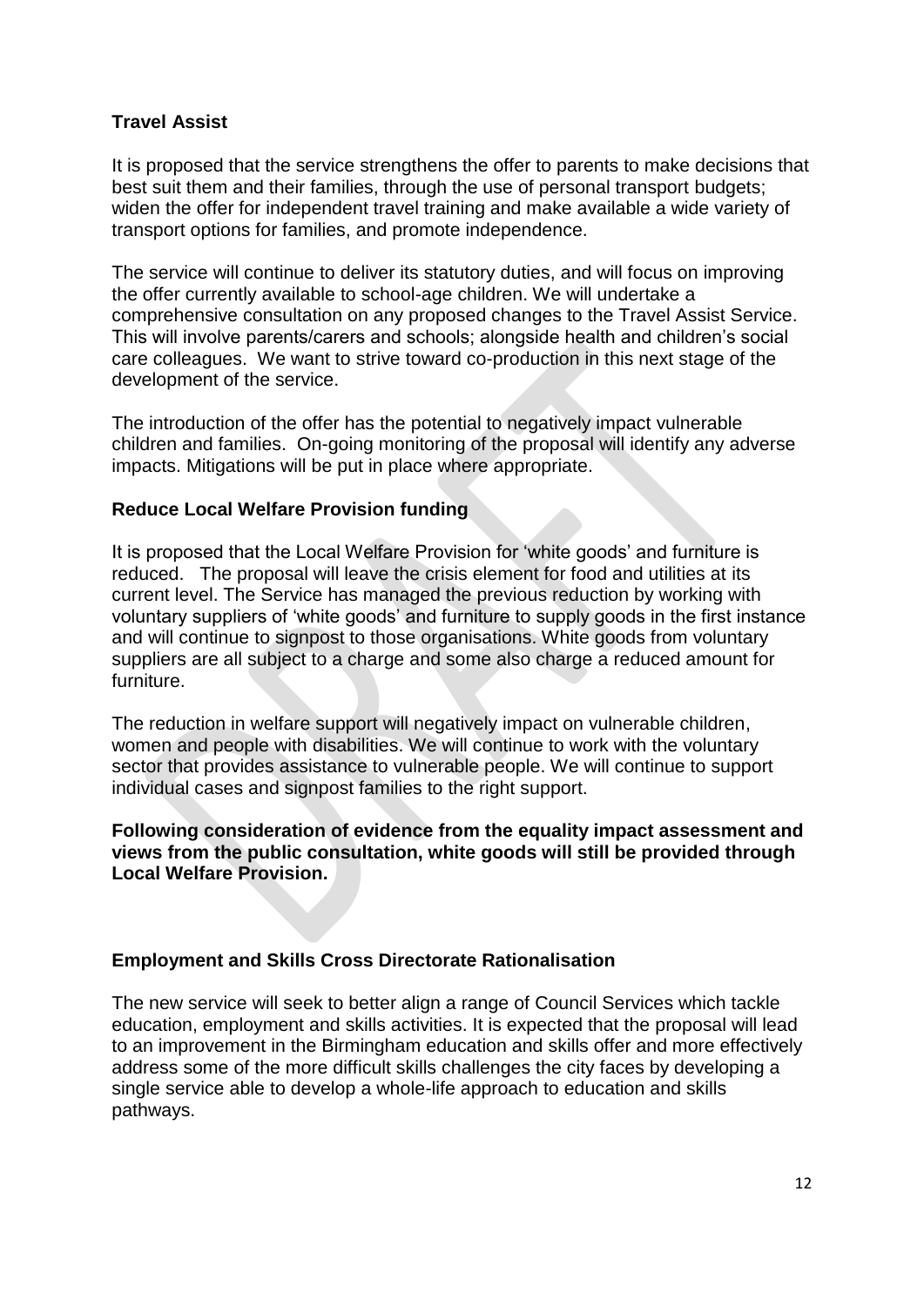### Travel Assist

It is proposed that the service strengthens the offer to parents to make decisions that best suit them and their families, through the use of personal transport budgets; widen the offer for independent travel training and make available a wide variety of transport options for families, and promote independence.

The service will continue to deliver its statutory duties, and will focus on improving the offer currently available to school-age children. We will undertake a comprehensive consultation on any proposed changes to the Travel Assist Service. This will involve parents/carers and schools; alongside health and children's social care colleagues. We want to strive toward co-production in this next stage of the development of the service.

The introduction of the offer has the potential to negatively impact vulnerable children and families. On-going monitoring of the proposal will identify any adverse impacts. Mitigations will be put in place where appropriate.

### Reduce Local Welfare Provision funding

It is proposed that the Local Welfare Provision for 'white goods' and furniture is reduced. The proposal will leave the crisis element for food and utilities at its current level. The Service has managed the previous reduction by working with voluntary suppliers of 'white goods' and furniture to supply goods in the first instance and will continue to signpost to those organisations. White goods from voluntary suppliers are all subject to a charge and some also charge a reduced amount for furniture.

The reduction in welfare support will negatively impact on vulnerable children, women and people with disabilities. We will continue to work with the voluntary sector that provides assistance to vulnerable people. We will continue to support individual cases and signpost families to the right support.

**Following consideration of evidence from the equality impact assessment and views from the public consultation, white goods will still be provided through Local Welfare Provision.**

### Employment and Skills Cross Directorate Rationalisation

The new service will seek to better align a range of Council Services which tackle education, employment and skills activities. It is expected that the proposal will lead to an improvement in the Birmingham education and skills offer and more effectively address some of the more difficult skills challenges the city faces by developing a single service able to develop a whole-life approach to education and skills pathways.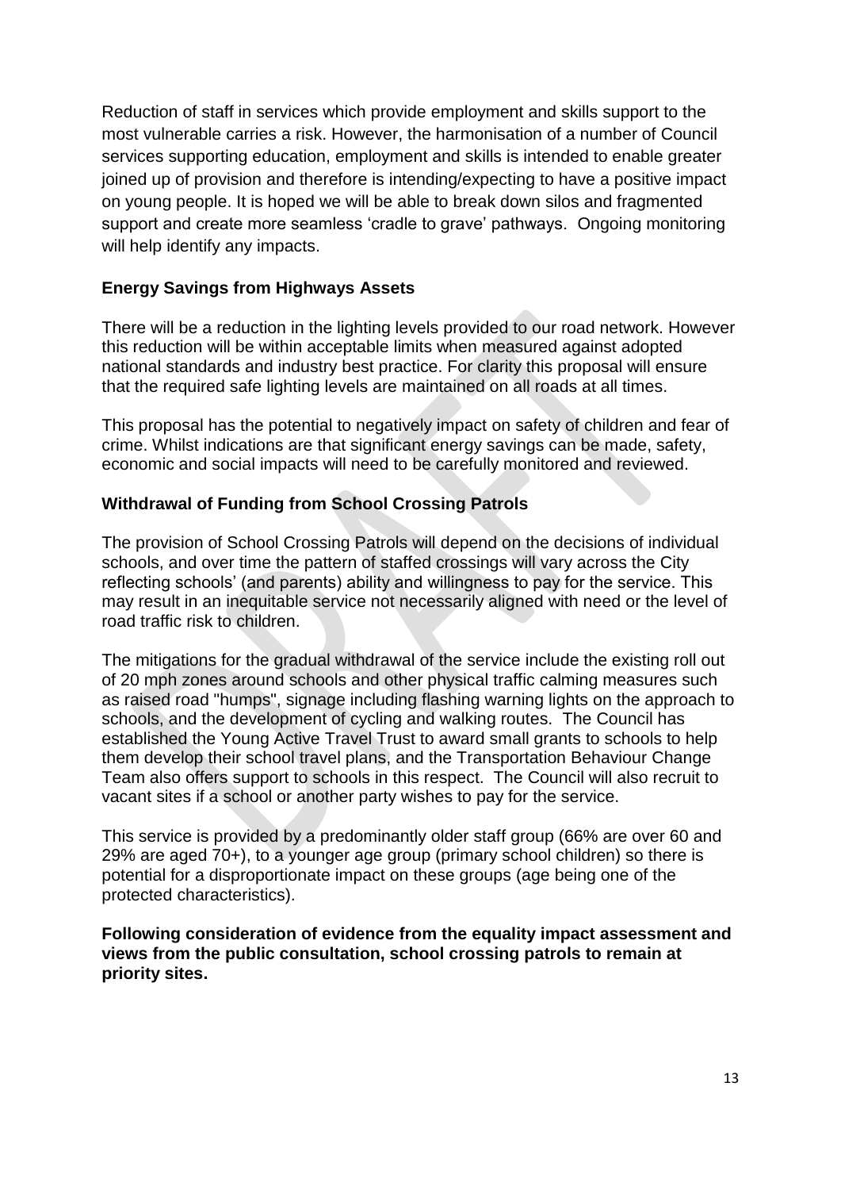Reduction of staff in services which provide employment and skills support to the most vulnerable carries a risk. However, the harmonisation of a number of Council services supporting education, employment and skills is intended to enable greater joined up of provision and therefore is intending/expecting to have a positive impact on young people. It is hoped we will be able to break down silos and fragmented support and create more seamless 'cradle to grave' pathways. Ongoing monitoring will help identify any impacts.

**Energy Savings from Highways Assets**

There will be a reduction in the lighting levels provided to our road network. However this reduction will be within acceptable limits when measured against adopted national standards and industry best practice. For clarity this proposal will ensure that the required safe lighting levels are maintained on all roads at all times.

This proposal has the potential to negatively impact on safety of children and fear of crime. Whilst indications are that significant energy savings can be made, safety, economic and social impacts will need to be carefully monitored and reviewed.

**Withdrawal of Funding from School Crossing Patrols**

The provision of School Crossing Patrols will depend on the decisions of individual schools, and over time the pattern of staffed crossings will vary across the City reflecting schools' (and parents) ability and willingness to pay for the service. This may result in an inequitable service not necessarily aligned with need or the level of road traffic risk to children.

The mitigations for the gradual withdrawal of the service include the existing roll out of 20 mph zones around schools and other physical traffic calming measures such as raised road "humps", signage including flashing warning lights on the approach to schools, and the development of cycling and walking routes. The Council has established the Young Active Travel Trust to award small grants to schools to help them develop their school travel plans, and the Transportation Behaviour Change Team also offers support to schools in this respect. The Council will also recruit to vacant sites if a school or another party wishes to pay for the service.

This service is provided by a predominantly older staff group (66% are over 60 and 29% are aged 70+), to a younger age group (primary school children) so there is potential for a disproportionate impact on these groups (age being one of the protected characteristics).

**Following consideration of evidence from the equality impact assessment and views from the public consultation, school crossing patrols to remain at priority sites.**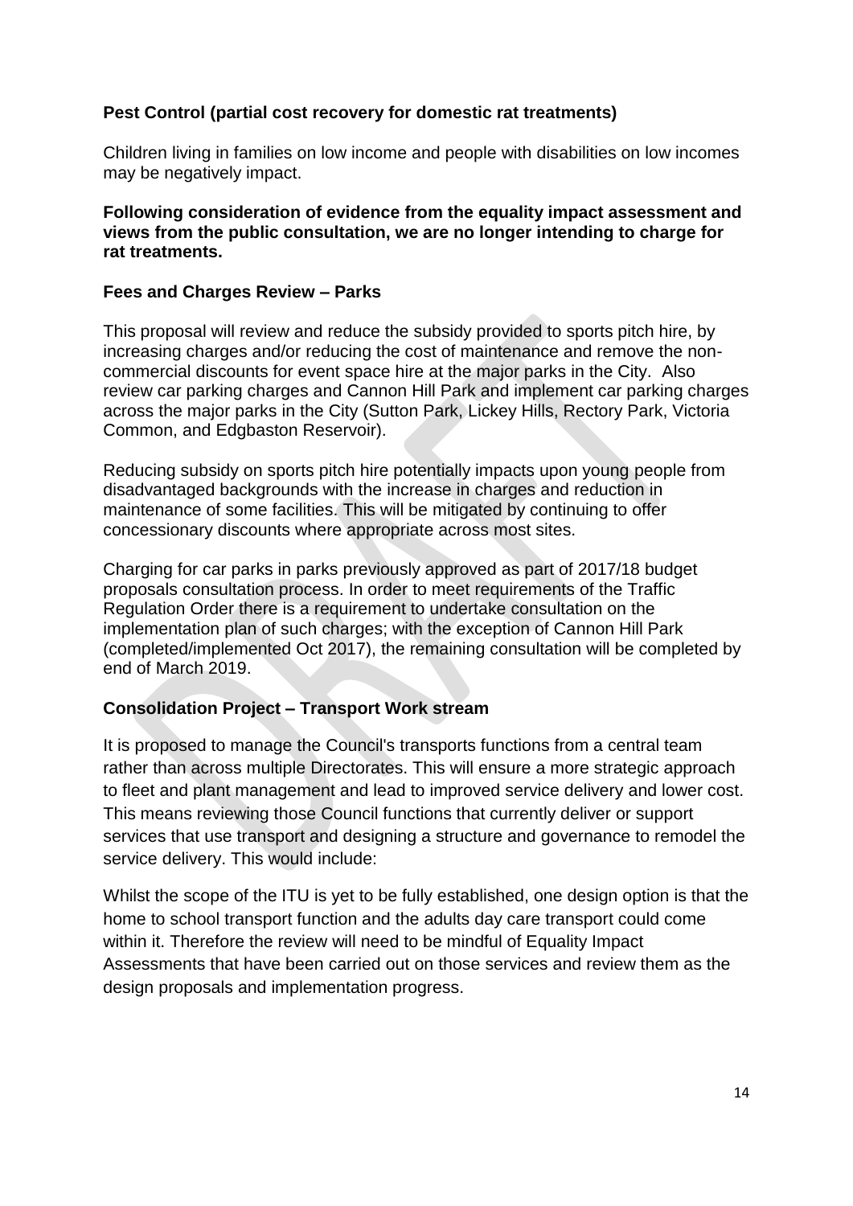**Pest Control (partial cost recovery for domestic rat treatments)**

Children living in families on low income and people with disabilities on low incomes may be negatively impact.

**Following consideration of evidence from the equality impact assessment and views from the public consultation, we are no longer intending to charge for rat treatments.**

**Fees and Charges Review – Parks**

This proposal will review and reduce the subsidy provided to sports pitch hire, by increasing charges and/or reducing the cost of maintenance and remove the non-commercial discounts for event space hire at the major parks in the City. Also review car parking charges and Cannon Hill Park and implement car parking charges across the major parks in the City (Sutton Park, Lickey Hills, Rectory Park, Victoria Common, and Edgbaston Reservoir).

Reducing subsidy on sports pitch hire potentially impacts upon young people from disadvantaged backgrounds with the increase in charges and reduction in maintenance of some facilities. This will be mitigated by continuing to offer concessionary discounts where appropriate across most sites.

Charging for car parks in parks previously approved as part of 2017/18 budget proposals consultation process. In order to meet requirements of the Traffic Regulation Order there is a requirement to undertake consultation on the implementation plan of such charges; with the exception of Cannon Hill Park (completed/implemented Oct 2017), the remaining consultation will be completed by end of March 2019.

**Consolidation Project – Transport Work stream**

It is proposed to manage the Council's transports functions from a central team rather than across multiple Directorates. This will ensure a more strategic approach to fleet and plant management and lead to improved service delivery and lower cost. This means reviewing those Council functions that currently deliver or support services that use transport and designing a structure and governance to remodel the service delivery. This would include:

Whilst the scope of the ITU is yet to be fully established, one design option is that the home to school transport function and the adults day care transport could come within it. Therefore the review will need to be mindful of Equality Impact Assessments that have been carried out on those services and review them as the design proposals and implementation progress.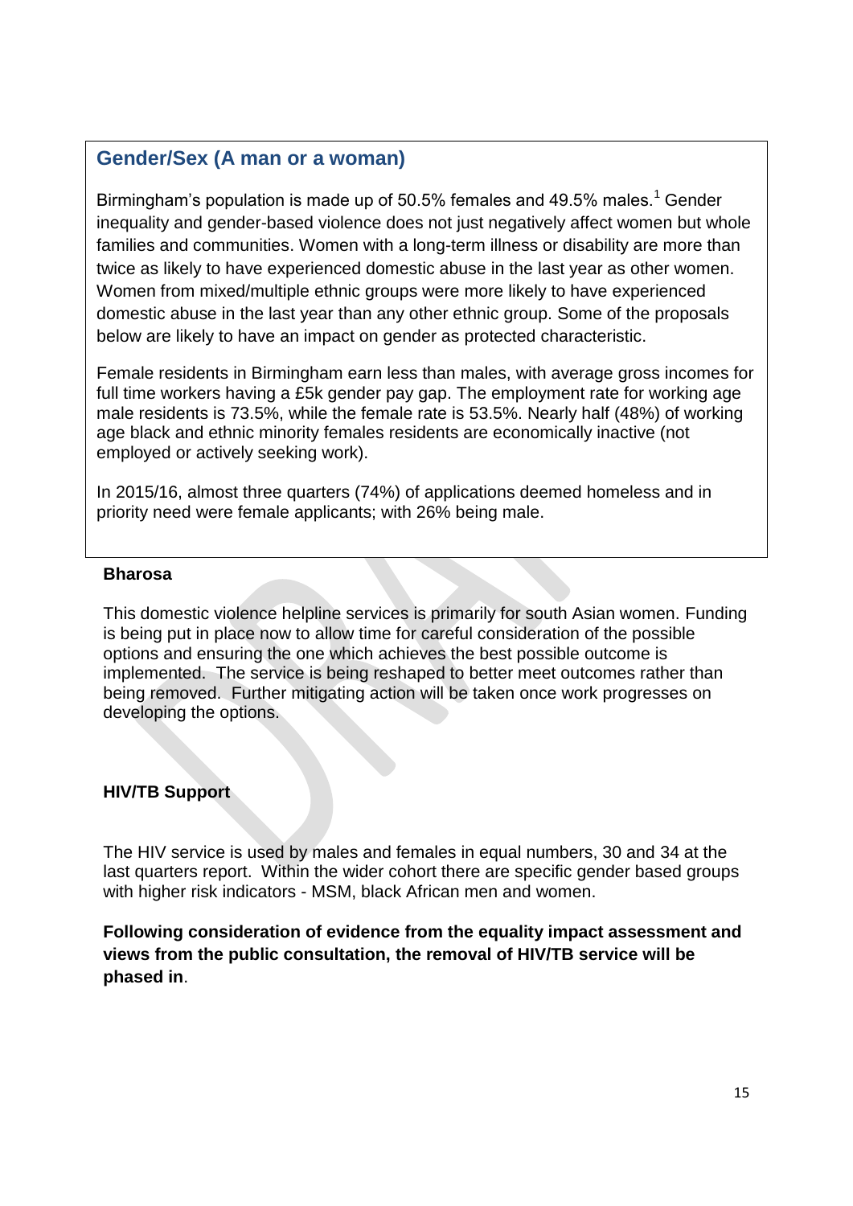## Gender/Sex (A man or a woman)

Birmingham's population is made up of 50.5% females and 49.5% males.[1] Gender inequality and gender-based violence does not just negatively affect women but whole families and communities. Women with a long-term illness or disability are more than twice as likely to have experienced domestic abuse in the last year as other women. Women from mixed/multiple ethnic groups were more likely to have experienced domestic abuse in the last year than any other ethnic group. Some of the proposals below are likely to have an impact on gender as protected characteristic.

Female residents in Birmingham earn less than males, with average gross incomes for full time workers having a £5k gender pay gap. The employment rate for working age male residents is 73.5%, while the female rate is 53.5%. Nearly half (48%) of working age black and ethnic minority females residents are economically inactive (not employed or actively seeking work).

In 2015/16, almost three quarters (74%) of applications deemed homeless and in priority need were female applicants; with 26% being male.

**Bharosa**

This domestic violence helpline services is primarily for south Asian women. Funding is being put in place now to allow time for careful consideration of the possible options and ensuring the one which achieves the best possible outcome is implemented. The service is being reshaped to better meet outcomes rather than being removed. Further mitigating action will be taken once work progresses on developing the options.

**HIV/TB Support**

The HIV service is used by males and females in equal numbers, 30 and 34 at the last quarters report. Within the wider cohort there are specific gender based groups with higher risk indicators - MSM, black African men and women.

**Following consideration of evidence from the equality impact assessment and views from the public consultation, the removal of HIV/TB service will be phased in**.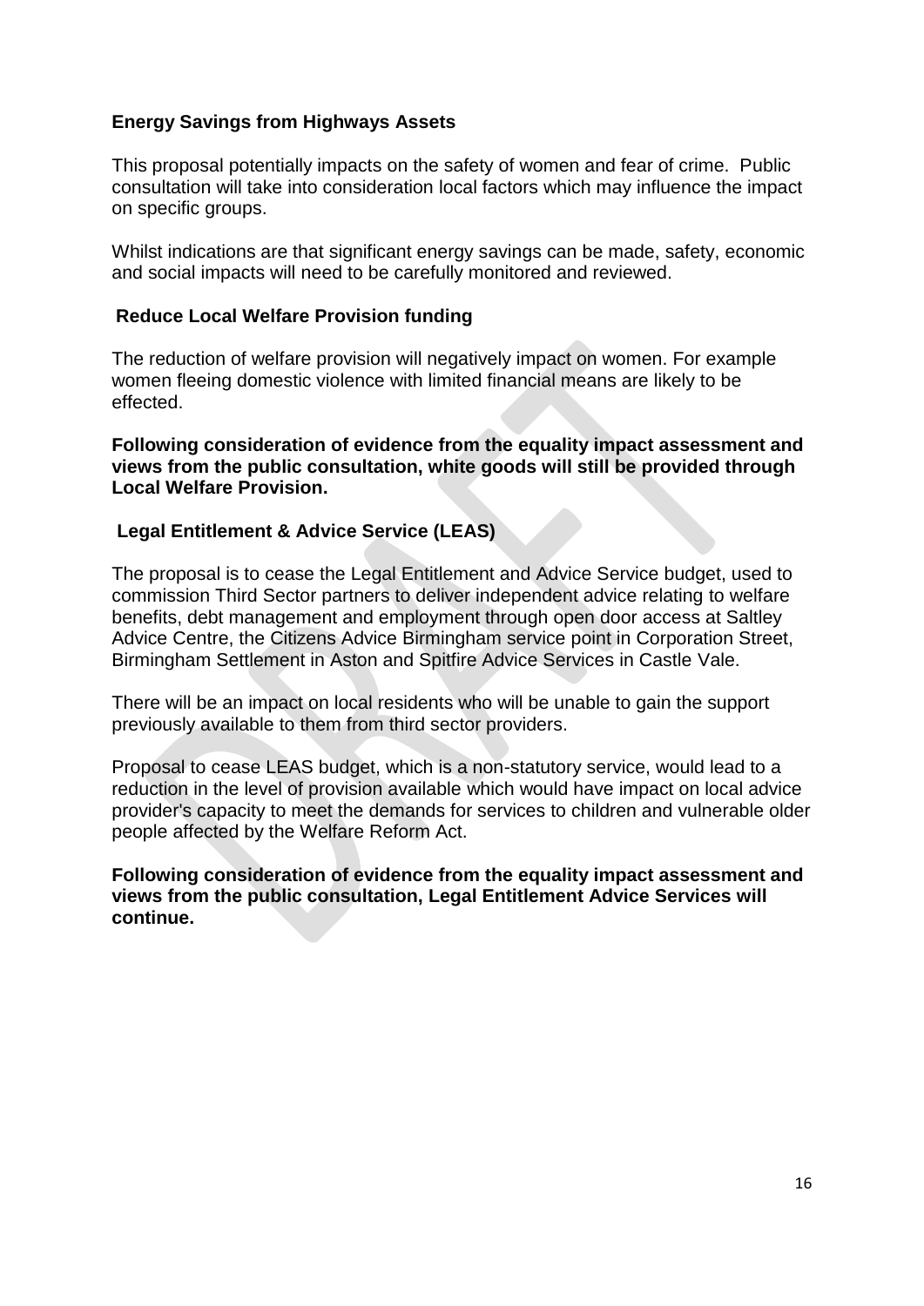**Energy Savings from Highways Assets**

This proposal potentially impacts on the safety of women and fear of crime. Public consultation will take into consideration local factors which may influence the impact on specific groups.

Whilst indications are that significant energy savings can be made, safety, economic and social impacts will need to be carefully monitored and reviewed.

**Reduce Local Welfare Provision funding**

The reduction of welfare provision will negatively impact on women. For example women fleeing domestic violence with limited financial means are likely to be effected.

**Following consideration of evidence from the equality impact assessment and views from the public consultation, white goods will still be provided through Local Welfare Provision.**

**Legal Entitlement & Advice Service (LEAS)**

The proposal is to cease the Legal Entitlement and Advice Service budget, used to commission Third Sector partners to deliver independent advice relating to welfare benefits, debt management and employment through open door access at Saltley Advice Centre, the Citizens Advice Birmingham service point in Corporation Street, Birmingham Settlement in Aston and Spitfire Advice Services in Castle Vale.

There will be an impact on local residents who will be unable to gain the support previously available to them from third sector providers.

Proposal to cease LEAS budget, which is a non-statutory service, would lead to a reduction in the level of provision available which would have impact on local advice provider's capacity to meet the demands for services to children and vulnerable older people affected by the Welfare Reform Act.

**Following consideration of evidence from the equality impact assessment and views from the public consultation, Legal Entitlement Advice Services will continue.**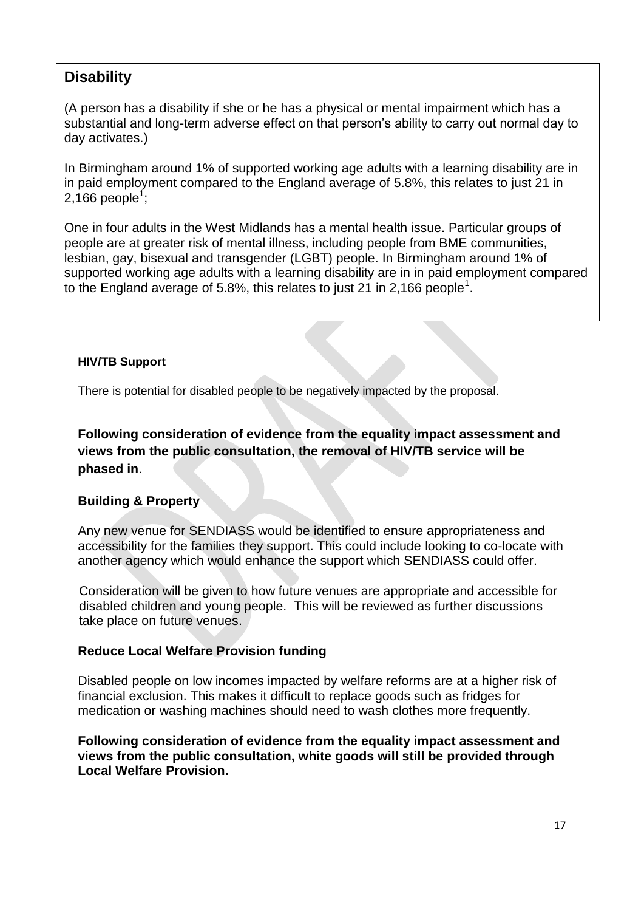## Disability

(A person has a disability if she or he has a physical or mental impairment which has a substantial and long-term adverse effect on that person's ability to carry out normal day to day activates.)

In Birmingham around 1% of supported working age adults with a learning disability are in in paid employment compared to the England average of 5.8%, this relates to just 21 in 2,166 people[1];

One in four adults in the West Midlands has a mental health issue. Particular groups of people are at greater risk of mental illness, including people from BME communities, lesbian, gay, bisexual and transgender (LGBT) people. In Birmingham around 1% of supported working age adults with a learning disability are in in paid employment compared to the England average of 5.8%, this relates to just 21 in 2,166 people[1].

**HIV/TB Support**

There is potential for disabled people to be negatively impacted by the proposal.

**Following consideration of evidence from the equality impact assessment and views from the public consultation, the removal of HIV/TB service will be phased in**.

**Building & Property**

Any new venue for SENDIASS would be identified to ensure appropriateness and accessibility for the families they support. This could include looking to co-locate with another agency which would enhance the support which SENDIASS could offer.

Consideration will be given to how future venues are appropriate and accessible for disabled children and young people. This will be reviewed as further discussions take place on future venues.

**Reduce Local Welfare Provision funding**

Disabled people on low incomes impacted by welfare reforms are at a higher risk of financial exclusion. This makes it difficult to replace goods such as fridges for medication or washing machines should need to wash clothes more frequently.

**Following consideration of evidence from the equality impact assessment and views from the public consultation, white goods will still be provided through Local Welfare Provision.**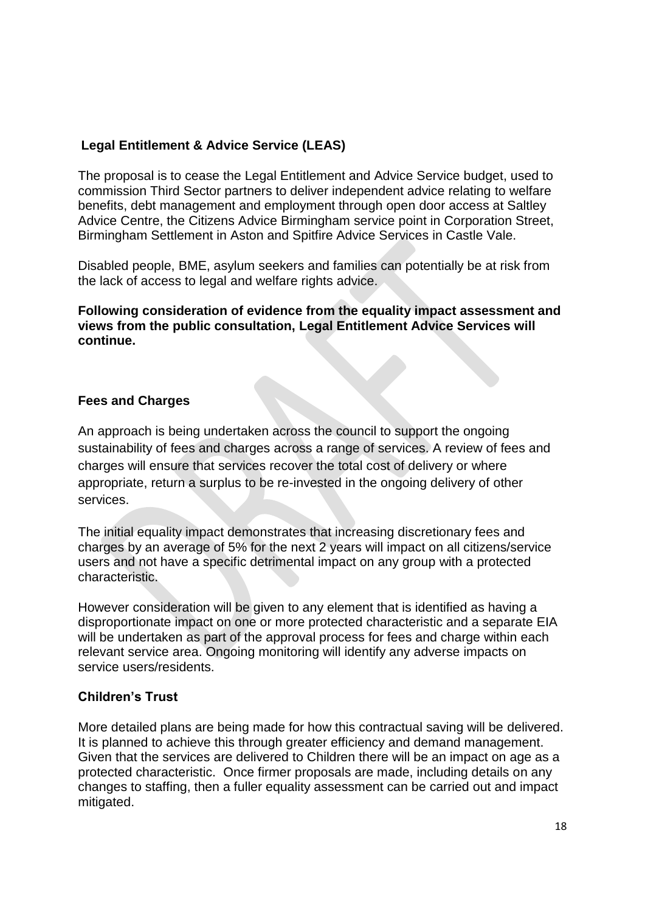## Legal Entitlement & Advice Service (LEAS)

The proposal is to cease the Legal Entitlement and Advice Service budget, used to commission Third Sector partners to deliver independent advice relating to welfare benefits, debt management and employment through open door access at Saltley Advice Centre, the Citizens Advice Birmingham service point in Corporation Street, Birmingham Settlement in Aston and Spitfire Advice Services in Castle Vale.

Disabled people, BME, asylum seekers and families can potentially be at risk from the lack of access to legal and welfare rights advice.

**Following consideration of evidence from the equality impact assessment and views from the public consultation, Legal Entitlement Advice Services will continue.**

## Fees and Charges

An approach is being undertaken across the council to support the ongoing sustainability of fees and charges across a range of services. A review of fees and charges will ensure that services recover the total cost of delivery or where appropriate, return a surplus to be re-invested in the ongoing delivery of other services.

The initial equality impact demonstrates that increasing discretionary fees and charges by an average of 5% for the next 2 years will impact on all citizens/service users and not have a specific detrimental impact on any group with a protected characteristic.

However consideration will be given to any element that is identified as having a disproportionate impact on one or more protected characteristic and a separate EIA will be undertaken as part of the approval process for fees and charge within each relevant service area. Ongoing monitoring will identify any adverse impacts on service users/residents.

## Children's Trust

More detailed plans are being made for how this contractual saving will be delivered. It is planned to achieve this through greater efficiency and demand management. Given that the services are delivered to Children there will be an impact on age as a protected characteristic. Once firmer proposals are made, including details on any changes to staffing, then a fuller equality assessment can be carried out and impact mitigated.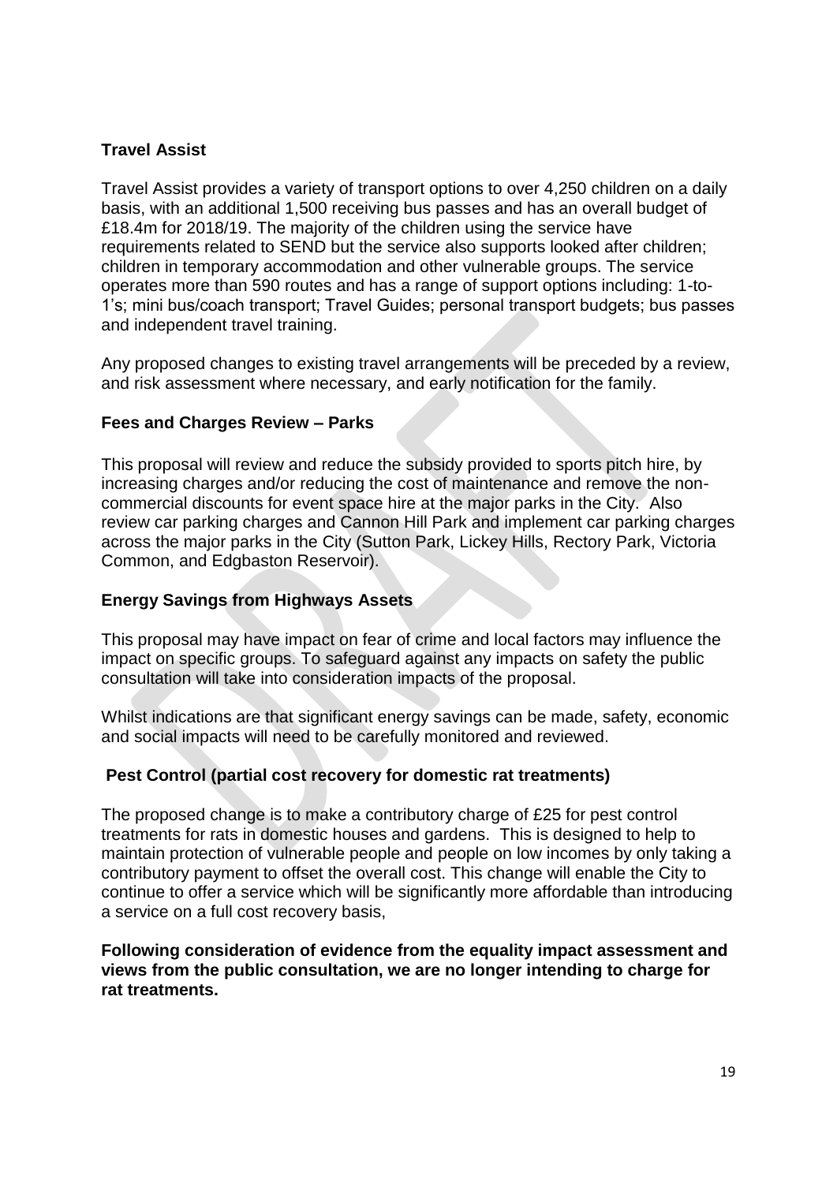## Travel Assist

Travel Assist provides a variety of transport options to over 4,250 children on a daily basis, with an additional 1,500 receiving bus passes and has an overall budget of £18.4m for 2018/19. The majority of the children using the service have requirements related to SEND but the service also supports looked after children; children in temporary accommodation and other vulnerable groups. The service operates more than 590 routes and has a range of support options including: 1-to-1's; mini bus/coach transport; Travel Guides; personal transport budgets; bus passes and independent travel training.

Any proposed changes to existing travel arrangements will be preceded by a review, and risk assessment where necessary, and early notification for the family.

## Fees and Charges Review – Parks

This proposal will review and reduce the subsidy provided to sports pitch hire, by increasing charges and/or reducing the cost of maintenance and remove the non-commercial discounts for event space hire at the major parks in the City. Also review car parking charges and Cannon Hill Park and implement car parking charges across the major parks in the City (Sutton Park, Lickey Hills, Rectory Park, Victoria Common, and Edgbaston Reservoir).

## Energy Savings from Highways Assets

This proposal may have impact on fear of crime and local factors may influence the impact on specific groups. To safeguard against any impacts on safety the public consultation will take into consideration impacts of the proposal.

Whilst indications are that significant energy savings can be made, safety, economic and social impacts will need to be carefully monitored and reviewed.

## Pest Control (partial cost recovery for domestic rat treatments)

The proposed change is to make a contributory charge of £25 for pest control treatments for rats in domestic houses and gardens. This is designed to help to maintain protection of vulnerable people and people on low incomes by only taking a contributory payment to offset the overall cost. This change will enable the City to continue to offer a service which will be significantly more affordable than introducing a service on a full cost recovery basis,

**Following consideration of evidence from the equality impact assessment and views from the public consultation, we are no longer intending to charge for rat treatments.**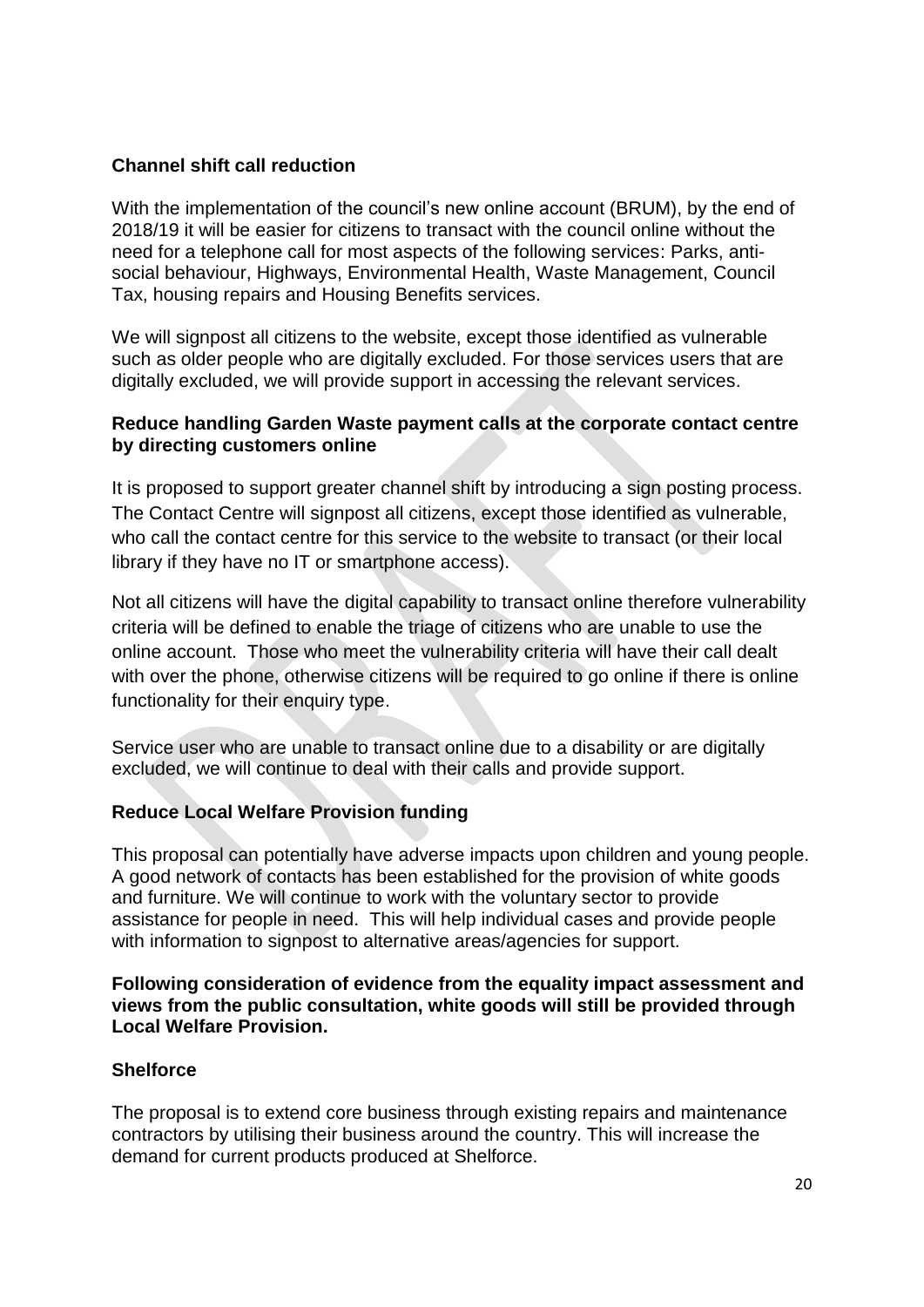**Channel shift call reduction**

With the implementation of the council's new online account (BRUM), by the end of 2018/19 it will be easier for citizens to transact with the council online without the need for a telephone call for most aspects of the following services: Parks, anti-social behaviour, Highways, Environmental Health, Waste Management, Council Tax, housing repairs and Housing Benefits services.

We will signpost all citizens to the website, except those identified as vulnerable such as older people who are digitally excluded. For those services users that are digitally excluded, we will provide support in accessing the relevant services.

**Reduce handling Garden Waste payment calls at the corporate contact centre by directing customers online**

It is proposed to support greater channel shift by introducing a sign posting process. The Contact Centre will signpost all citizens, except those identified as vulnerable, who call the contact centre for this service to the website to transact (or their local library if they have no IT or smartphone access).

Not all citizens will have the digital capability to transact online therefore vulnerability criteria will be defined to enable the triage of citizens who are unable to use the online account. Those who meet the vulnerability criteria will have their call dealt with over the phone, otherwise citizens will be required to go online if there is online functionality for their enquiry type.

Service user who are unable to transact online due to a disability or are digitally excluded, we will continue to deal with their calls and provide support.

**Reduce Local Welfare Provision funding**

This proposal can potentially have adverse impacts upon children and young people. A good network of contacts has been established for the provision of white goods and furniture. We will continue to work with the voluntary sector to provide assistance for people in need. This will help individual cases and provide people with information to signpost to alternative areas/agencies for support.

**Following consideration of evidence from the equality impact assessment and views from the public consultation, white goods will still be provided through Local Welfare Provision.**

**Shelforce**

The proposal is to extend core business through existing repairs and maintenance contractors by utilising their business around the country. This will increase the demand for current products produced at Shelforce.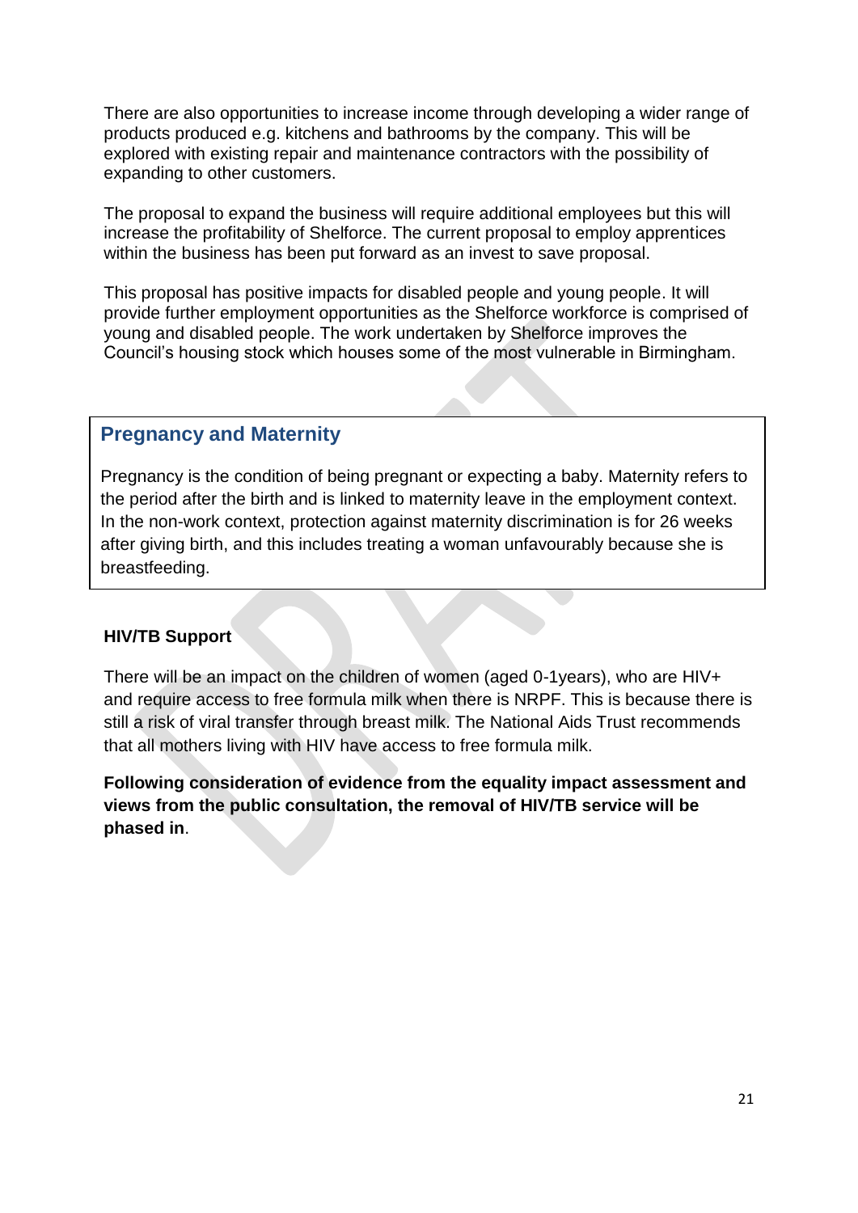There are also opportunities to increase income through developing a wider range of products produced e.g. kitchens and bathrooms by the company. This will be explored with existing repair and maintenance contractors with the possibility of expanding to other customers.

The proposal to expand the business will require additional employees but this will increase the profitability of Shelforce. The current proposal to employ apprentices within the business has been put forward as an invest to save proposal.

This proposal has positive impacts for disabled people and young people. It will provide further employment opportunities as the Shelforce workforce is comprised of young and disabled people. The work undertaken by Shelforce improves the Council's housing stock which houses some of the most vulnerable in Birmingham.

## Pregnancy and Maternity

Pregnancy is the condition of being pregnant or expecting a baby. Maternity refers to the period after the birth and is linked to maternity leave in the employment context. In the non-work context, protection against maternity discrimination is for 26 weeks after giving birth, and this includes treating a woman unfavourably because she is breastfeeding.

**HIV/TB Support**

There will be an impact on the children of women (aged 0-1years), who are HIV+ and require access to free formula milk when there is NRPF. This is because there is still a risk of viral transfer through breast milk. The National Aids Trust recommends that all mothers living with HIV have access to free formula milk.

**Following consideration of evidence from the equality impact assessment and views from the public consultation, the removal of HIV/TB service will be phased in**.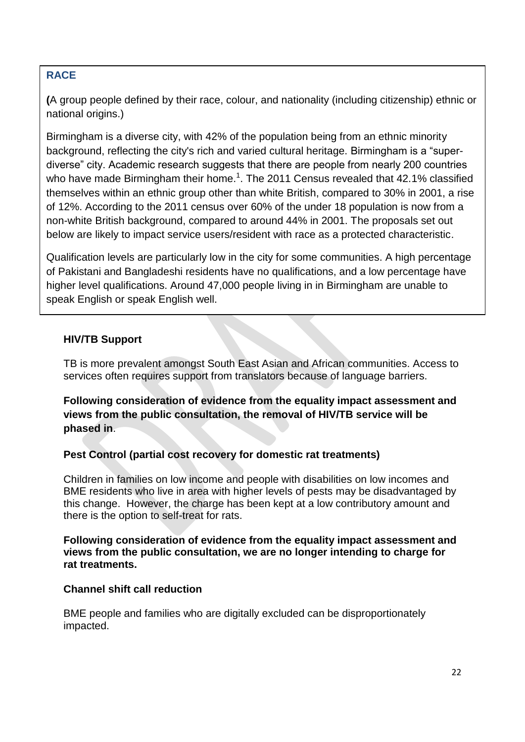## RACE

**(**A group people defined by their race, colour, and nationality (including citizenship) ethnic or national origins.)

Birmingham is a diverse city, with 42% of the population being from an ethnic minority background, reflecting the city's rich and varied cultural heritage. Birmingham is a "super-diverse" city. Academic research suggests that there are people from nearly 200 countries who have made Birmingham their home.[1]. The 2011 Census revealed that 42.1% classified themselves within an ethnic group other than white British, compared to 30% in 2001, a rise of 12%. According to the 2011 census over 60% of the under 18 population is now from a non-white British background, compared to around 44% in 2001. The proposals set out below are likely to impact service users/resident with race as a protected characteristic.

Qualification levels are particularly low in the city for some communities. A high percentage of Pakistani and Bangladeshi residents have no qualifications, and a low percentage have higher level qualifications. Around 47,000 people living in in Birmingham are unable to speak English or speak English well.

### HIV/TB Support

TB is more prevalent amongst South East Asian and African communities. Access to services often requires support from translators because of language barriers.

**Following consideration of evidence from the equality impact assessment and views from the public consultation, the removal of HIV/TB service will be phased in**.

### Pest Control (partial cost recovery for domestic rat treatments)

Children in families on low income and people with disabilities on low incomes and BME residents who live in area with higher levels of pests may be disadvantaged by this change. However, the charge has been kept at a low contributory amount and there is the option to self-treat for rats.

**Following consideration of evidence from the equality impact assessment and views from the public consultation, we are no longer intending to charge for rat treatments.**

### Channel shift call reduction

BME people and families who are digitally excluded can be disproportionately impacted.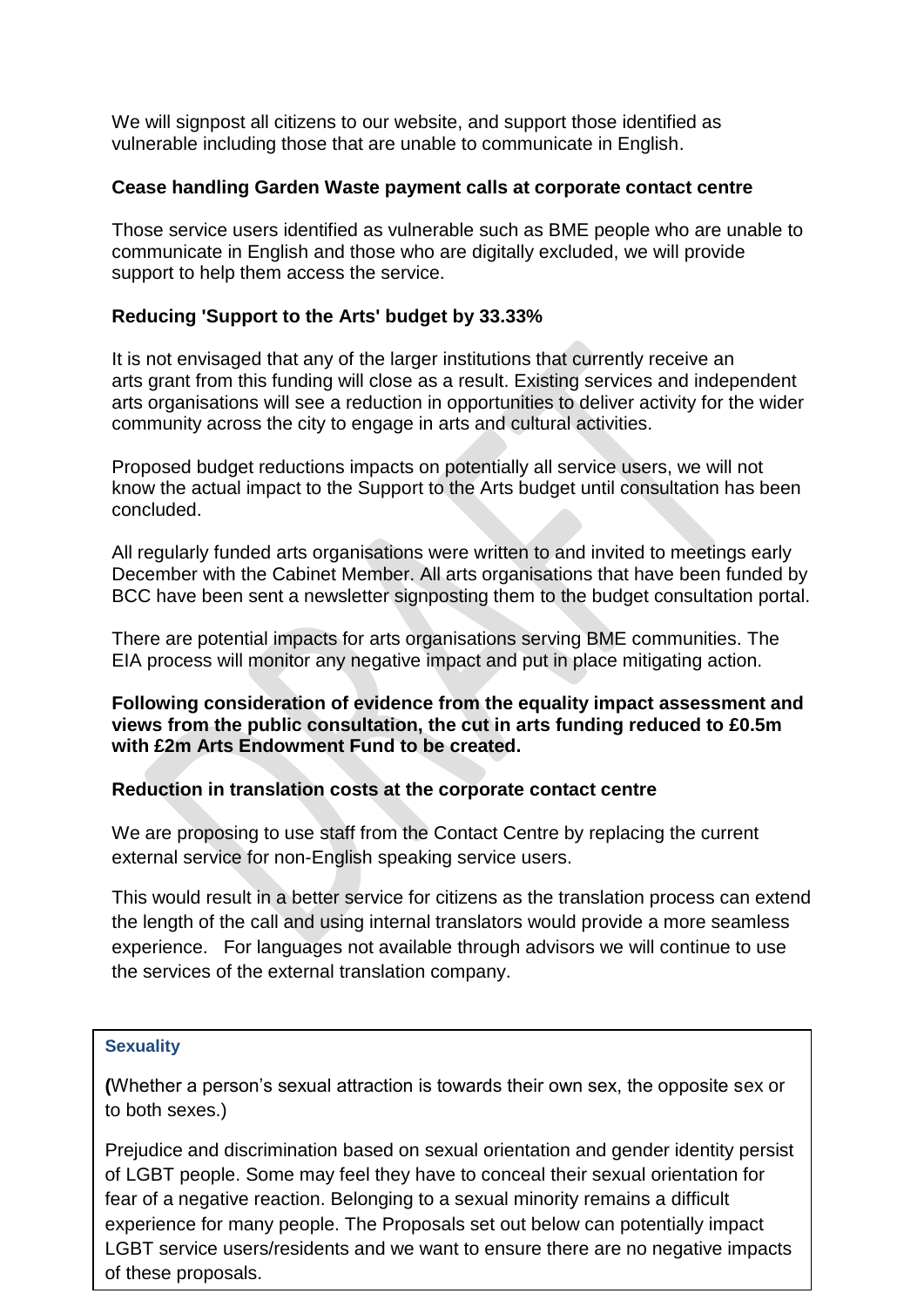We will signpost all citizens to our website, and support those identified as vulnerable including those that are unable to communicate in English.

**Cease handling Garden Waste payment calls at corporate contact centre**

Those service users identified as vulnerable such as BME people who are unable to communicate in English and those who are digitally excluded, we will provide support to help them access the service.

**Reducing 'Support to the Arts' budget by 33.33%**

It is not envisaged that any of the larger institutions that currently receive an arts grant from this funding will close as a result. Existing services and independent arts organisations will see a reduction in opportunities to deliver activity for the wider community across the city to engage in arts and cultural activities.

Proposed budget reductions impacts on potentially all service users, we will not know the actual impact to the Support to the Arts budget until consultation has been concluded.

All regularly funded arts organisations were written to and invited to meetings early December with the Cabinet Member. All arts organisations that have been funded by BCC have been sent a newsletter signposting them to the budget consultation portal.

There are potential impacts for arts organisations serving BME communities. The EIA process will monitor any negative impact and put in place mitigating action.

**Following consideration of evidence from the equality impact assessment and views from the public consultation, the cut in arts funding reduced to £0.5m with £2m Arts Endowment Fund to be created.**

**Reduction in translation costs at the corporate contact centre**

We are proposing to use staff from the Contact Centre by replacing the current external service for non-English speaking service users.

This would result in a better service for citizens as the translation process can extend the length of the call and using internal translators would provide a more seamless experience. For languages not available through advisors we will continue to use the services of the external translation company.

**Sexuality**

**(**Whether a person's sexual attraction is towards their own sex, the opposite sex or to both sexes.)

Prejudice and discrimination based on sexual orientation and gender identity persist of LGBT people. Some may feel they have to conceal their sexual orientation for fear of a negative reaction. Belonging to a sexual minority remains a difficult experience for many people. The Proposals set out below can potentially impact LGBT service users/residents and we want to ensure there are no negative impacts of these proposals.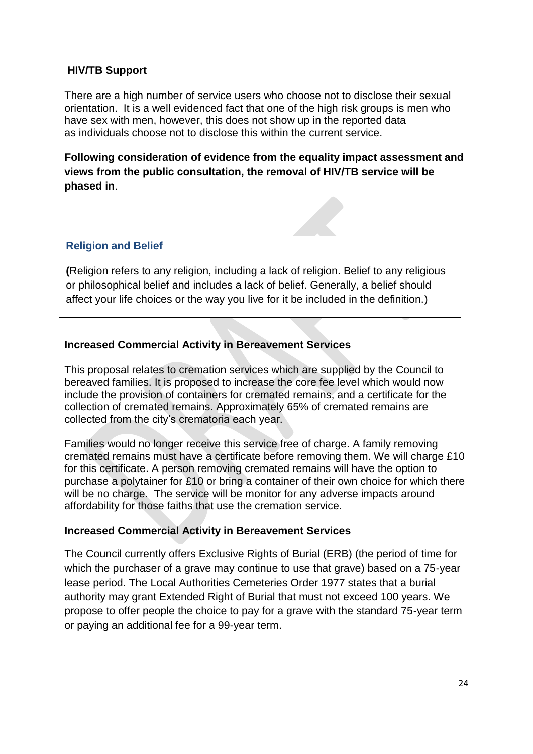**HIV/TB Support**

There are a high number of service users who choose not to disclose their sexual orientation. It is a well evidenced fact that one of the high risk groups is men who have sex with men, however, this does not show up in the reported data as individuals choose not to disclose this within the current service.

**Following consideration of evidence from the equality impact assessment and views from the public consultation, the removal of HIV/TB service will be phased in**.

### Religion and Belief

**(**Religion refers to any religion, including a lack of religion. Belief to any religious or philosophical belief and includes a lack of belief. Generally, a belief should affect your life choices or the way you live for it be included in the definition.)

**Increased Commercial Activity in Bereavement Services**

This proposal relates to cremation services which are supplied by the Council to bereaved families. It is proposed to increase the core fee level which would now include the provision of containers for cremated remains, and a certificate for the collection of cremated remains. Approximately 65% of cremated remains are collected from the city's crematoria each year.

Families would no longer receive this service free of charge. A family removing cremated remains must have a certificate before removing them. We will charge £10 for this certificate. A person removing cremated remains will have the option to purchase a polytainer for £10 or bring a container of their own choice for which there will be no charge. The service will be monitor for any adverse impacts around affordability for those faiths that use the cremation service.

**Increased Commercial Activity in Bereavement Services**

The Council currently offers Exclusive Rights of Burial (ERB) (the period of time for which the purchaser of a grave may continue to use that grave) based on a 75-year lease period. The Local Authorities Cemeteries Order 1977 states that a burial authority may grant Extended Right of Burial that must not exceed 100 years. We propose to offer people the choice to pay for a grave with the standard 75-year term or paying an additional fee for a 99-year term.